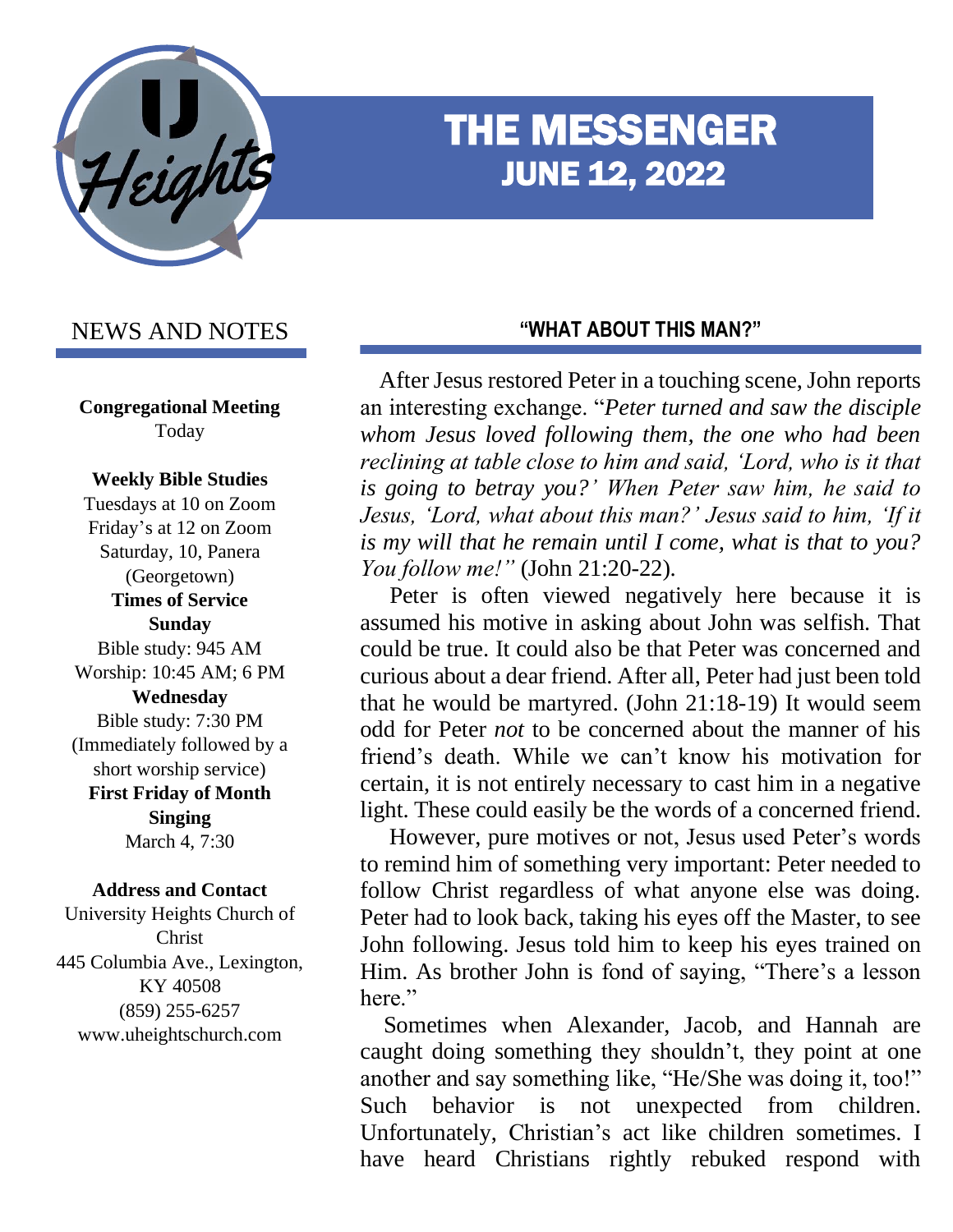# THE MESSENGER
## JUNE 12, 2022

## NEWS AND NOTES

**Congregational Meeting**
Today

**Weekly Bible Studies**
Tuesdays at 10 on Zoom
Friday's at 12 on Zoom
Saturday, 10, Panera (Georgetown)

**Times of Service**

**Sunday**
Bible study: 945 AM
Worship: 10:45 AM; 6 PM

**Wednesday**
Bible study: 7:30 PM
(Immediately followed by a short worship service)

**First Friday of Month Singing**
March 4, 7:30

**Address and Contact**
University Heights Church of Christ
445 Columbia Ave., Lexington, KY 40508
(859) 255-6257
www.uheightschurch.com

## "WHAT ABOUT THIS MAN?"

After Jesus restored Peter in a touching scene, John reports an interesting exchange. "*Peter turned and saw the disciple whom Jesus loved following them, the one who had been reclining at table close to him and said, 'Lord, who is it that is going to betray you?' When Peter saw him, he said to Jesus, 'Lord, what about this man?' Jesus said to him, 'If it is my will that he remain until I come, what is that to you? You follow me!"* (John 21:20-22).

Peter is often viewed negatively here because it is assumed his motive in asking about John was selfish. That could be true. It could also be that Peter was concerned and curious about a dear friend. After all, Peter had just been told that he would be martyred. (John 21:18-19) It would seem odd for Peter *not* to be concerned about the manner of his friend's death. While we can't know his motivation for certain, it is not entirely necessary to cast him in a negative light. These could easily be the words of a concerned friend.

However, pure motives or not, Jesus used Peter's words to remind him of something very important: Peter needed to follow Christ regardless of what anyone else was doing. Peter had to look back, taking his eyes off the Master, to see John following. Jesus told him to keep his eyes trained on Him. As brother John is fond of saying, "There's a lesson here."

Sometimes when Alexander, Jacob, and Hannah are caught doing something they shouldn't, they point at one another and say something like, "He/She was doing it, too!" Such behavior is not unexpected from children. Unfortunately, Christian's act like children sometimes. I have heard Christians rightly rebuked respond with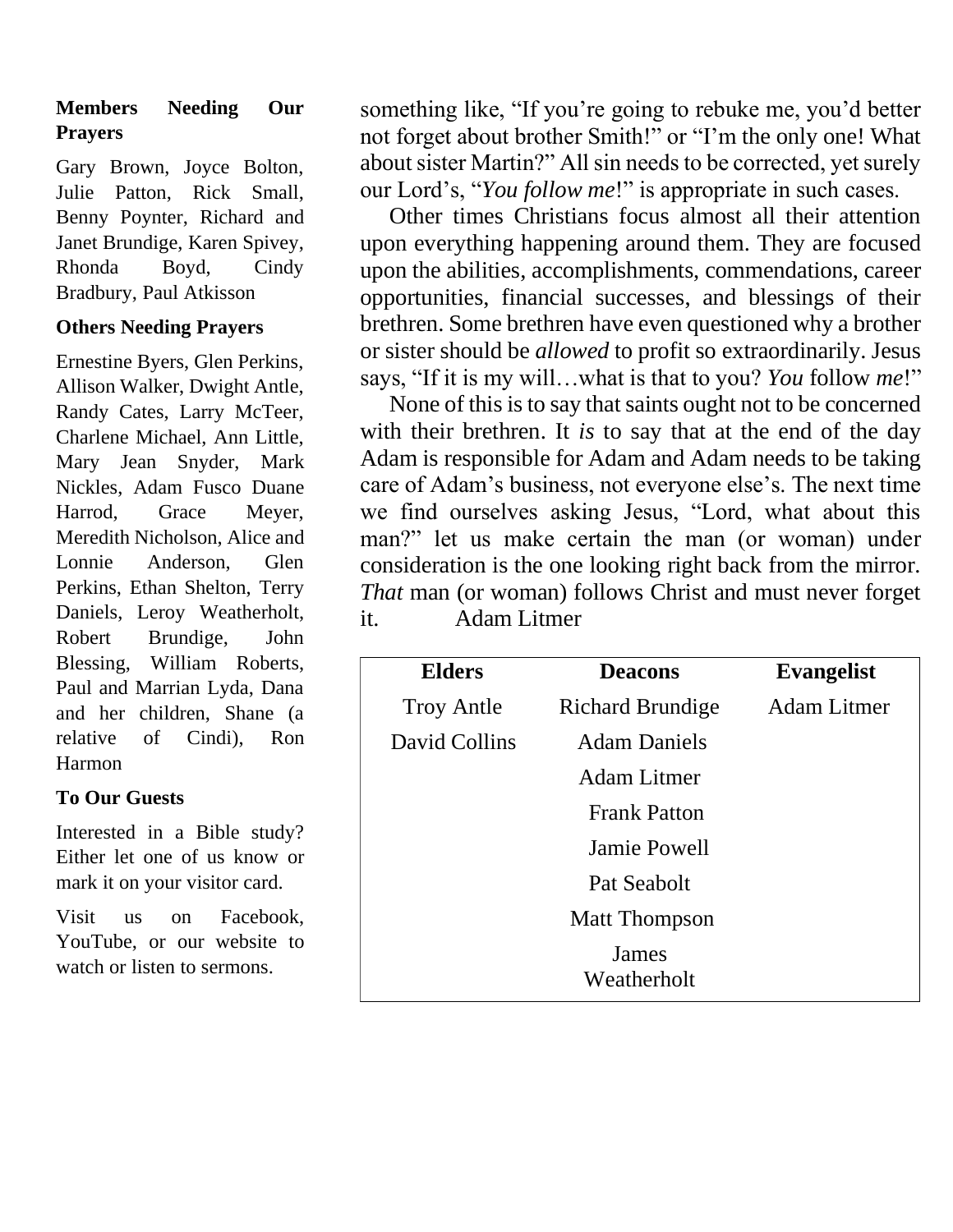**Members Needing Our Prayers**

Gary Brown, Joyce Bolton, Julie Patton, Rick Small, Benny Poynter, Richard and Janet Brundige, Karen Spivey, Rhonda Boyd, Cindy Bradbury, Paul Atkisson

**Others Needing Prayers**

Ernestine Byers, Glen Perkins, Allison Walker, Dwight Antle, Randy Cates, Larry McTeer, Charlene Michael, Ann Little, Mary Jean Snyder, Mark Nickles, Adam Fusco Duane Harrod, Grace Meyer, Meredith Nicholson, Alice and Lonnie Anderson, Glen Perkins, Ethan Shelton, Terry Daniels, Leroy Weatherholt, Robert Brundige, John Blessing, William Roberts, Paul and Marrian Lyda, Dana and her children, Shane (a relative of Cindi), Ron Harmon

**To Our Guests**

Interested in a Bible study? Either let one of us know or mark it on your visitor card.

Visit us on Facebook, YouTube, or our website to watch or listen to sermons.

something like, "If you're going to rebuke me, you'd better not forget about brother Smith!" or "I'm the only one! What about sister Martin?" All sin needs to be corrected, yet surely our Lord's, "*You follow me*!" is appropriate in such cases.

Other times Christians focus almost all their attention upon everything happening around them. They are focused upon the abilities, accomplishments, commendations, career opportunities, financial successes, and blessings of their brethren. Some brethren have even questioned why a brother or sister should be *allowed* to profit so extraordinarily. Jesus says, "If it is my will…what is that to you? *You* follow *me*!"

None of this is to say that saints ought not to be concerned with their brethren. It *is* to say that at the end of the day Adam is responsible for Adam and Adam needs to be taking care of Adam's business, not everyone else's. The next time we find ourselves asking Jesus, "Lord, what about this man?" let us make certain the man (or woman) under consideration is the one looking right back from the mirror. *That* man (or woman) follows Christ and must never forget it. Adam Litmer

| Elders | Deacons | Evangelist |
|---|---|---|
| Troy Antle | Richard Brundige | Adam Litmer |
| David Collins | Adam Daniels | |
| | Adam Litmer | |
| | Frank Patton | |
| | Jamie Powell | |
| | Pat Seabolt | |
| | Matt Thompson | |
| | James Weatherholt | |